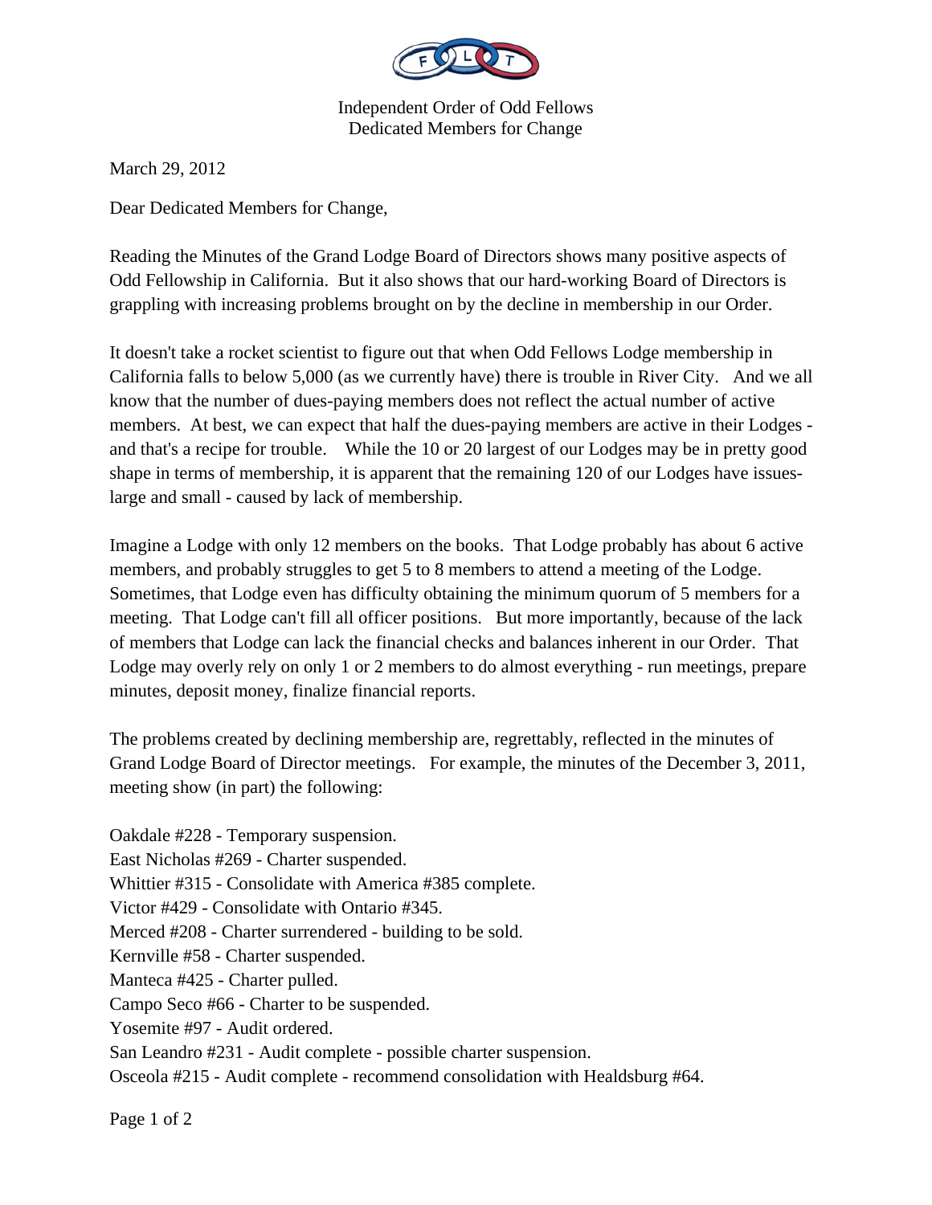Independent Order of Odd Fellows
Dedicated Members for Change

March 29, 2012

Dear Dedicated Members for Change,

Reading the Minutes of the Grand Lodge Board of Directors shows many positive aspects of Odd Fellowship in California. But it also shows that our hard-working Board of Directors is grappling with increasing problems brought on by the decline in membership in our Order.

It doesn't take a rocket scientist to figure out that when Odd Fellows Lodge membership in California falls to below 5,000 (as we currently have) there is trouble in River City. And we all know that the number of dues-paying members does not reflect the actual number of active members. At best, we can expect that half the dues-paying members are active in their Lodges - and that's a recipe for trouble. While the 10 or 20 largest of our Lodges may be in pretty good shape in terms of membership, it is apparent that the remaining 120 of our Lodges have issues- large and small - caused by lack of membership.

Imagine a Lodge with only 12 members on the books. That Lodge probably has about 6 active members, and probably struggles to get 5 to 8 members to attend a meeting of the Lodge. Sometimes, that Lodge even has difficulty obtaining the minimum quorum of 5 members for a meeting. That Lodge can't fill all officer positions. But more importantly, because of the lack of members that Lodge can lack the financial checks and balances inherent in our Order. That Lodge may overly rely on only 1 or 2 members to do almost everything - run meetings, prepare minutes, deposit money, finalize financial reports.

The problems created by declining membership are, regrettably, reflected in the minutes of Grand Lodge Board of Director meetings. For example, the minutes of the December 3, 2011, meeting show (in part) the following:

Oakdale #228 - Temporary suspension.
East Nicholas #269 - Charter suspended.
Whittier #315 - Consolidate with America #385 complete.
Victor #429 - Consolidate with Ontario #345.
Merced #208 - Charter surrendered - building to be sold.
Kernville #58 - Charter suspended.
Manteca #425 - Charter pulled.
Campo Seco #66 - Charter to be suspended.
Yosemite #97 - Audit ordered.
San Leandro #231 - Audit complete - possible charter suspension.
Osceola #215 - Audit complete - recommend consolidation with Healdsburg #64.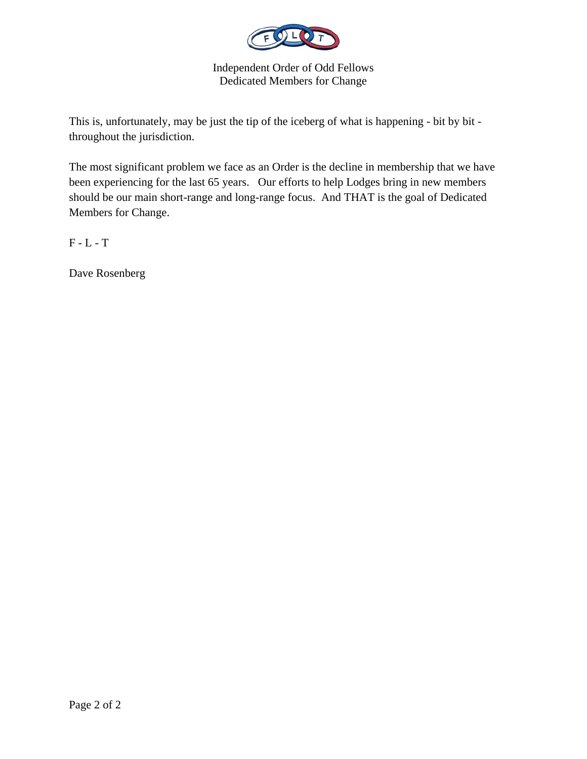Independent Order of Odd Fellows
Dedicated Members for Change

This is, unfortunately, may be just the tip of the iceberg of what is happening - bit by bit - throughout the jurisdiction.

The most significant problem we face as an Order is the decline in membership that we have been experiencing for the last 65 years. Our efforts to help Lodges bring in new members should be our main short-range and long-range focus. And THAT is the goal of Dedicated Members for Change.

F - L - T

Dave Rosenberg